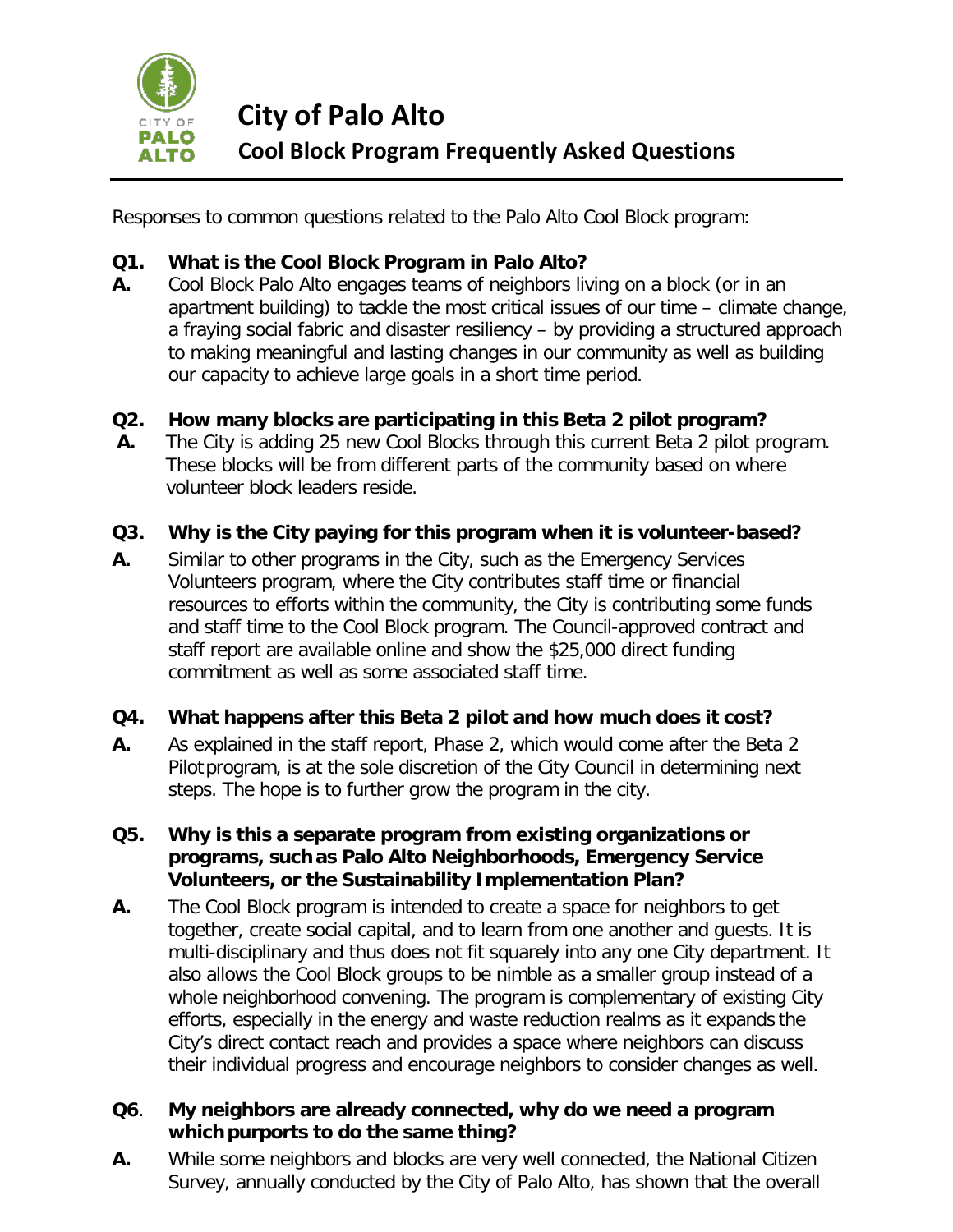# City of Palo Alto

## Cool Block Program Frequently Asked Questions

Responses to common questions related to the Palo Alto Cool Block program:

**Q1. What is the Cool Block Program in Palo Alto?**

**A.** Cool Block Palo Alto engages teams of neighbors living on a block (or in an apartment building) to tackle the most critical issues of our time – climate change, a fraying social fabric and disaster resiliency – by providing a structured approach to making meaningful and lasting changes in our community as well as building our capacity to achieve large goals in a short time period.

**Q2. How many blocks are participating in this Beta 2 pilot program?**

**A.** The City is adding 25 new Cool Blocks through this current Beta 2 pilot program. These blocks will be from different parts of the community based on where volunteer block leaders reside.

**Q3. Why is the City paying for this program when it is volunteer-based?**

**A.** Similar to other programs in the City, such as the Emergency Services Volunteers program, where the City contributes staff time or financial resources to efforts within the community, the City is contributing some funds and staff time to the Cool Block program. The Council-approved contract and staff report are available online and show the $25,000 direct funding commitment as well as some associated staff time.

**Q4. What happens after this Beta 2 pilot and how much does it cost?**

**A.** As explained in the staff report, Phase 2, which would come after the Beta 2 Pilot program, is at the sole discretion of the City Council in determining next steps. The hope is to further grow the program in the city.

**Q5. Why is this a separate program from existing organizations or programs, such as Palo Alto Neighborhoods, Emergency Service Volunteers, or the Sustainability Implementation Plan?**

**A.** The Cool Block program is intended to create a space for neighbors to get together, create social capital, and to learn from one another and guests. It is multi-disciplinary and thus does not fit squarely into any one City department. It also allows the Cool Block groups to be nimble as a smaller group instead of a whole neighborhood convening. The program is complementary of existing City efforts, especially in the energy and waste reduction realms as it expands the City's direct contact reach and provides a space where neighbors can discuss their individual progress and encourage neighbors to consider changes as well.

**Q6. My neighbors are already connected, why do we need a program which purports to do the same thing?**

**A.** While some neighbors and blocks are very well connected, the National Citizen Survey, annually conducted by the City of Palo Alto, has shown that the overall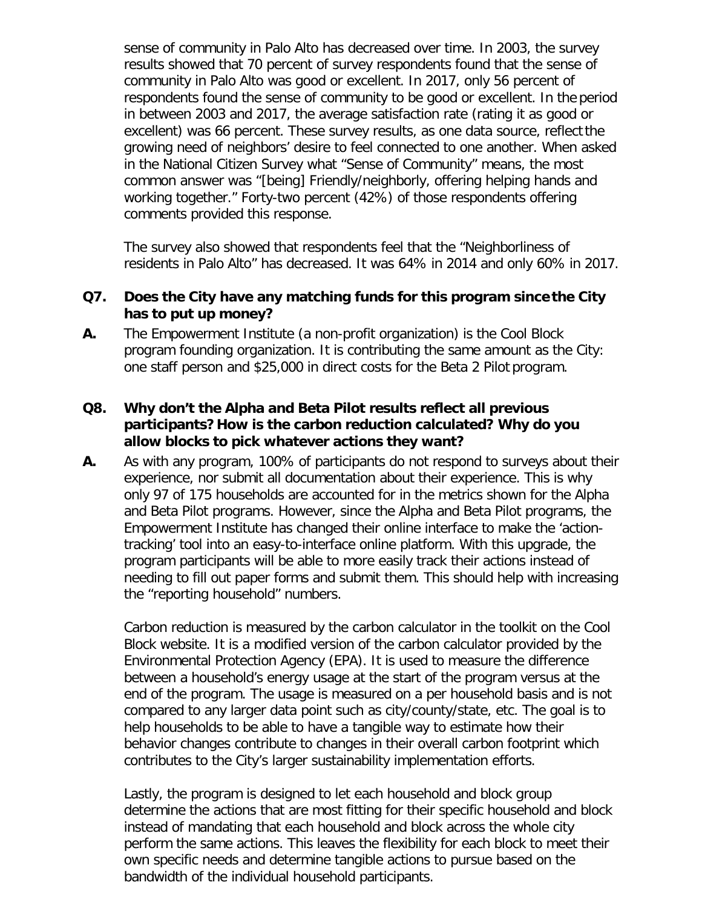sense of community in Palo Alto has decreased over time. In 2003, the survey results showed that 70 percent of survey respondents found that the sense of community in Palo Alto was good or excellent. In 2017, only 56 percent of respondents found the sense of community to be good or excellent. In the period in between 2003 and 2017, the average satisfaction rate (rating it as good or excellent) was 66 percent. These survey results, as one data source, reflect the growing need of neighbors' desire to feel connected to one another. When asked in the National Citizen Survey what "Sense of Community" means, the most common answer was "[being] Friendly/neighborly, offering helping hands and working together." Forty-two percent (42%) of those respondents offering comments provided this response.

The survey also showed that respondents feel that the "Neighborliness of residents in Palo Alto" has decreased. It was 64% in 2014 and only 60% in 2017.

**Q7. Does the City have any matching funds for this program since the City has to put up money?**

**A.** The Empowerment Institute (a non-profit organization) is the Cool Block program founding organization. It is contributing the same amount as the City: one staff person and $25,000 in direct costs for the Beta 2 Pilot program.

**Q8. Why don't the Alpha and Beta Pilot results reflect all previous participants? How is the carbon reduction calculated? Why do you allow blocks to pick whatever actions they want?**

**A.** As with any program, 100% of participants do not respond to surveys about their experience, nor submit all documentation about their experience. This is why only 97 of 175 households are accounted for in the metrics shown for the Alpha and Beta Pilot programs. However, since the Alpha and Beta Pilot programs, the Empowerment Institute has changed their online interface to make the 'action-tracking' tool into an easy-to-interface online platform. With this upgrade, the program participants will be able to more easily track their actions instead of needing to fill out paper forms and submit them. This should help with increasing the "reporting household" numbers.

Carbon reduction is measured by the carbon calculator in the toolkit on the Cool Block website. It is a modified version of the carbon calculator provided by the Environmental Protection Agency (EPA). It is used to measure the difference between a household's energy usage at the start of the program versus at the end of the program. The usage is measured on a per household basis and is not compared to any larger data point such as city/county/state, etc. The goal is to help households to be able to have a tangible way to estimate how their behavior changes contribute to changes in their overall carbon footprint which contributes to the City's larger sustainability implementation efforts.

Lastly, the program is designed to let each household and block group determine the actions that are most fitting for their specific household and block instead of mandating that each household and block across the whole city perform the same actions. This leaves the flexibility for each block to meet their own specific needs and determine tangible actions to pursue based on the bandwidth of the individual household participants.